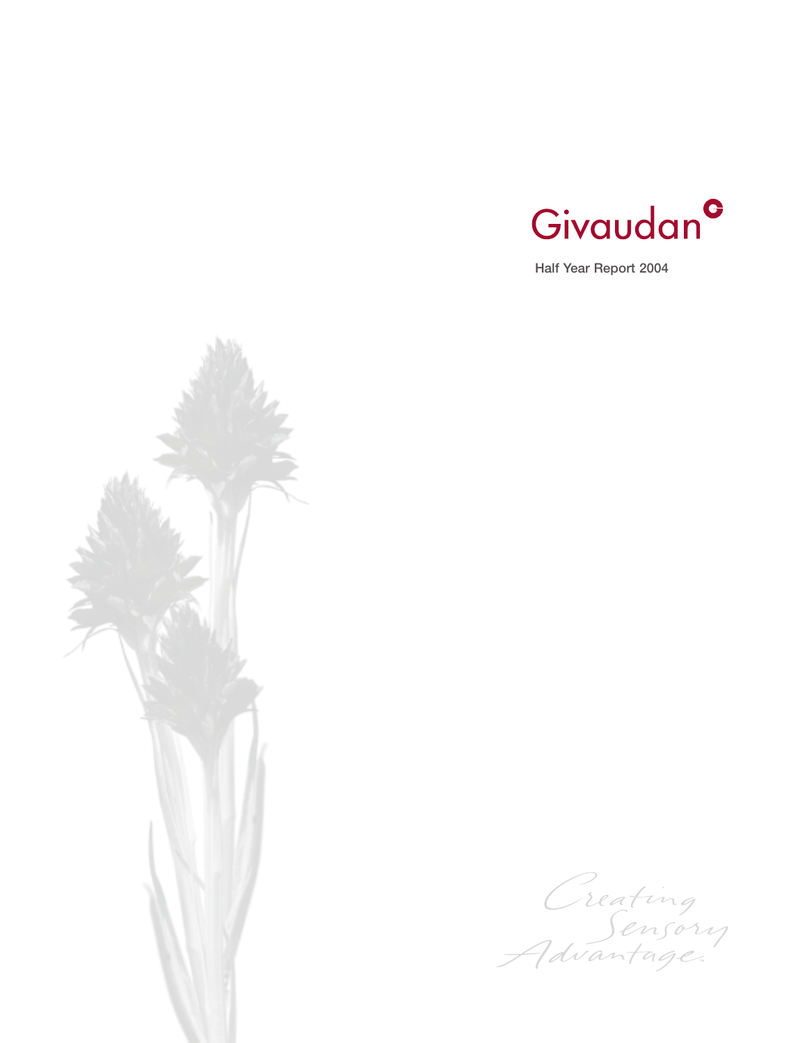# Givaudan

Half Year Report 2004

*Creating Sensory Advantage.*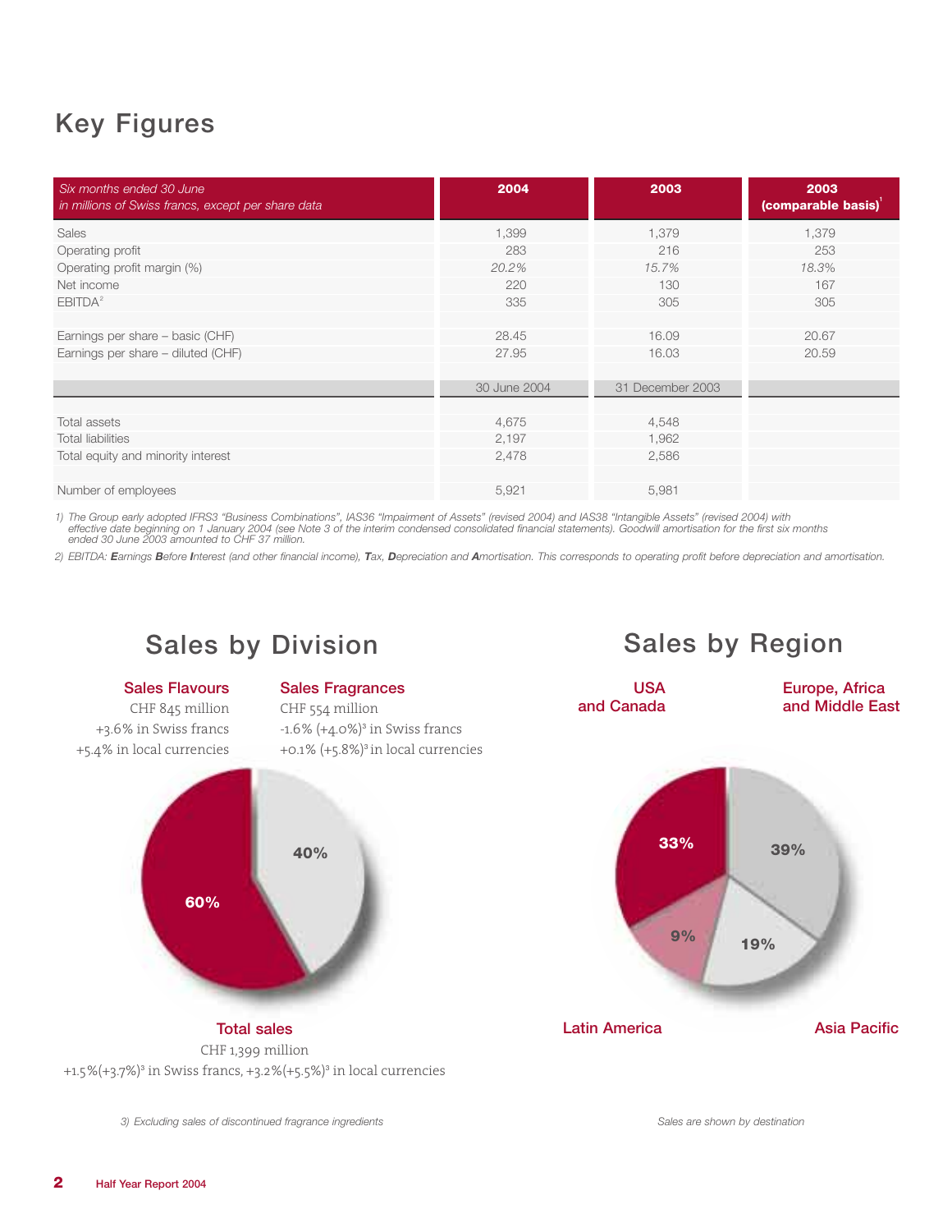# Key Figures

| *Six months ended 30 June* *in millions of Swiss francs, except per share data* | 2004 | 2003 | 2003 (comparable basis)[1] |
|---|---|---|---|
| Sales | 1,399 | 1,379 | 1,379 |
| Operating profit | 283 | 216 | 253 |
| Operating profit margin (%) | *20.2%* | *15.7%* | *18.3%* |
| Net income | 220 | 130 | 167 |
| EBITDA[2] | 335 | 305 | 305 |
| | | | |
| Earnings per share – basic (CHF) | 28.45 | 16.09 | 20.67 |
| Earnings per share – diluted (CHF) | 27.95 | 16.03 | 20.59 |
| | | | |
| | 30 June 2004 | 31 December 2003 | |
| | | | |
| Total assets | 4,675 | 4,548 | |
| Total liabilities | 2,197 | 1,962 | |
| Total equity and minority interest | 2,478 | 2,586 | |
| | | | |
| Number of employees | 5,921 | 5,981 | |

*1) The Group early adopted IFRS3 "Business Combinations", IAS36 "Impairment of Assets" (revised 2004) and IAS38 "Intangible Assets" (revised 2004) with effective date beginning on 1 January 2004 (see Note 3 of the interim condensed consolidated financial statements). Goodwill amortisation for the first six months ended 30 June 2003 amounted to CHF 37 million.*

*2) EBITDA: **E**arnings **B**efore **I**nterest (and other financial income), **T**ax, **D**epreciation and **A**mortisation. This corresponds to operating profit before depreciation and amortisation.*

## Sales by Division

**Sales Flavours**
CHF 845 million
+3.6% in Swiss francs
+5.4% in local currencies

**Sales Fragrances**
CHF 554 million
-1.6% (+4.0%)[3] in Swiss francs
+0.1% (+5.8%)[3] in local currencies

Flavours: 60%
Fragrances: 40%

**Total sales**
CHF 1,399 million
+1.5%(+3.7%)[3] in Swiss francs, +3.2%(+5.5%)[3] in local currencies

*3) Excluding sales of discontinued fragrance ingredients*

## Sales by Region

- USA and Canada: 33%
- Europe, Africa and Middle East: 39%
- Asia Pacific: 19%
- Latin America: 9%

*Sales are shown by destination*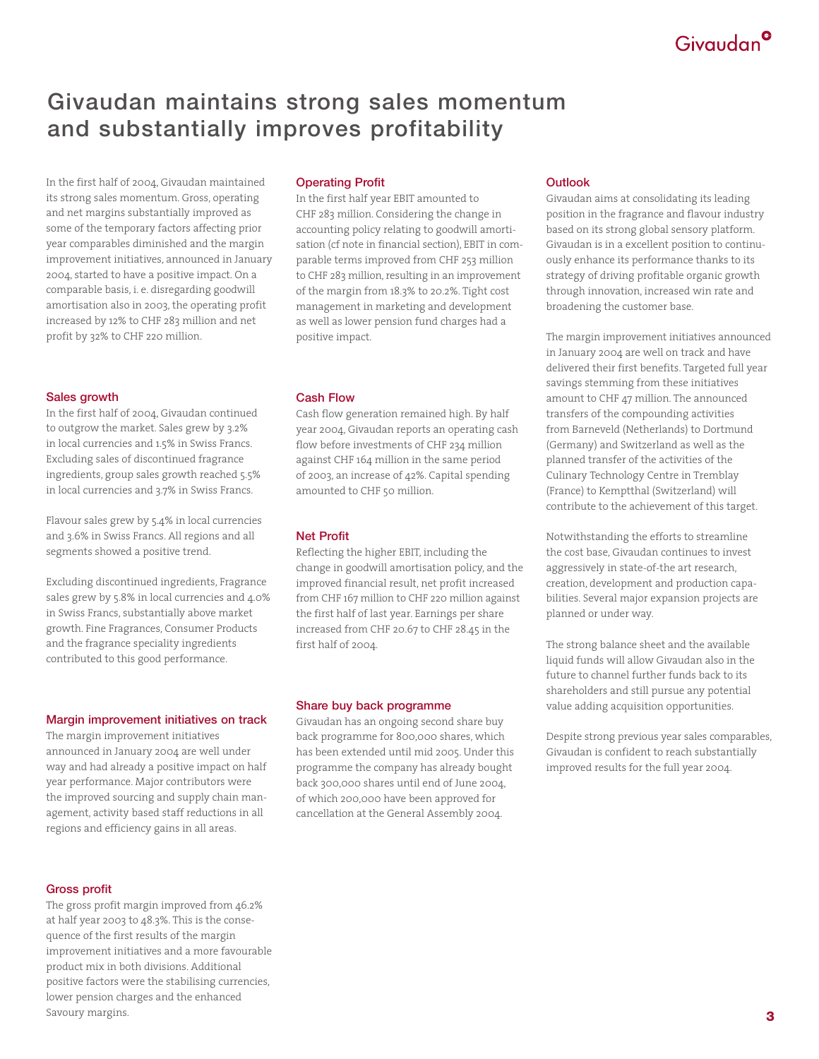# Givaudan maintains strong sales momentum and substantially improves profitability

In the first half of 2004, Givaudan maintained its strong sales momentum. Gross, operating and net margins substantially improved as some of the temporary factors affecting prior year comparables diminished and the margin improvement initiatives, announced in January 2004, started to have a positive impact. On a comparable basis, i. e. disregarding goodwill amortisation also in 2003, the operating profit increased by 12% to CHF 283 million and net profit by 32% to CHF 220 million.

## Sales growth

In the first half of 2004, Givaudan continued to outgrow the market. Sales grew by 3.2% in local currencies and 1.5% in Swiss Francs. Excluding sales of discontinued fragrance ingredients, group sales growth reached 5.5% in local currencies and 3.7% in Swiss Francs.

Flavour sales grew by 5.4% in local currencies and 3.6% in Swiss Francs. All regions and all segments showed a positive trend.

Excluding discontinued ingredients, Fragrance sales grew by 5.8% in local currencies and 4.0% in Swiss Francs, substantially above market growth. Fine Fragrances, Consumer Products and the fragrance speciality ingredients contributed to this good performance.

## Margin improvement initiatives on track

The margin improvement initiatives announced in January 2004 are well under way and had already a positive impact on half year performance. Major contributors were the improved sourcing and supply chain management, activity based staff reductions in all regions and efficiency gains in all areas.

## Gross profit

The gross profit margin improved from 46.2% at half year 2003 to 48.3%. This is the consequence of the first results of the margin improvement initiatives and a more favourable product mix in both divisions. Additional positive factors were the stabilising currencies, lower pension charges and the enhanced Savoury margins.

## Operating Profit

In the first half year EBIT amounted to CHF 283 million. Considering the change in accounting policy relating to goodwill amortisation (cf note in financial section), EBIT in comparable terms improved from CHF 253 million to CHF 283 million, resulting in an improvement of the margin from 18.3% to 20.2%. Tight cost management in marketing and development as well as lower pension fund charges had a positive impact.

## Cash Flow

Cash flow generation remained high. By half year 2004, Givaudan reports an operating cash flow before investments of CHF 234 million against CHF 164 million in the same period of 2003, an increase of 42%. Capital spending amounted to CHF 50 million.

## Net Profit

Reflecting the higher EBIT, including the change in goodwill amortisation policy, and the improved financial result, net profit increased from CHF 167 million to CHF 220 million against the first half of last year. Earnings per share increased from CHF 20.67 to CHF 28.45 in the first half of 2004.

## Share buy back programme

Givaudan has an ongoing second share buy back programme for 800,000 shares, which has been extended until mid 2005. Under this programme the company has already bought back 300,000 shares until end of June 2004, of which 200,000 have been approved for cancellation at the General Assembly 2004.

## Outlook

Givaudan aims at consolidating its leading position in the fragrance and flavour industry based on its strong global sensory platform. Givaudan is in a excellent position to continuously enhance its performance thanks to its strategy of driving profitable organic growth through innovation, increased win rate and broadening the customer base.

The margin improvement initiatives announced in January 2004 are well on track and have delivered their first benefits. Targeted full year savings stemming from these initiatives amount to CHF 47 million. The announced transfers of the compounding activities from Barneveld (Netherlands) to Dortmund (Germany) and Switzerland as well as the planned transfer of the activities of the Culinary Technology Centre in Tremblay (France) to Kemptthal (Switzerland) will contribute to the achievement of this target.

Notwithstanding the efforts to streamline the cost base, Givaudan continues to invest aggressively in state-of-the art research, creation, development and production capabilities. Several major expansion projects are planned or under way.

The strong balance sheet and the available liquid funds will allow Givaudan also in the future to channel further funds back to its shareholders and still pursue any potential value adding acquisition opportunities.

Despite strong previous year sales comparables, Givaudan is confident to reach substantially improved results for the full year 2004.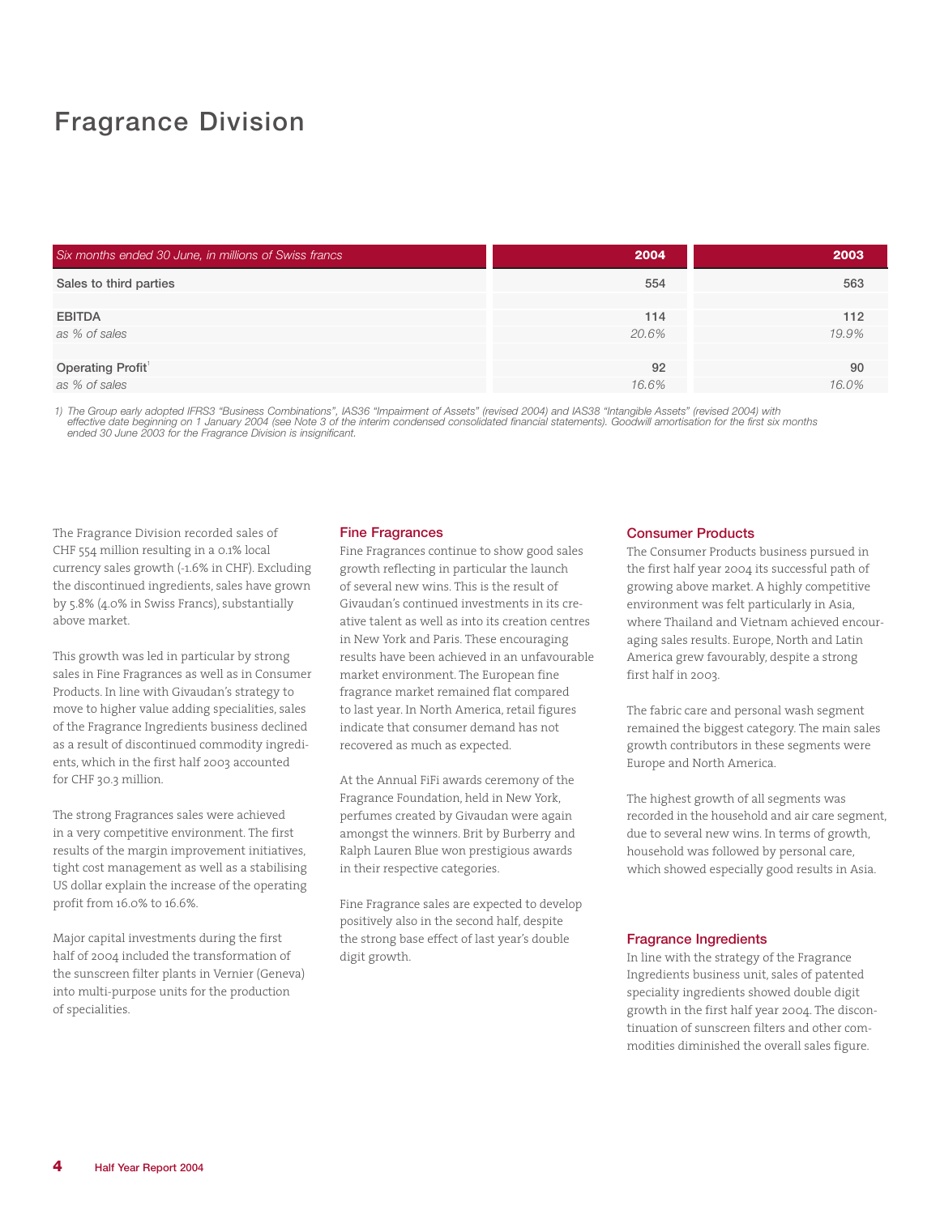# Fragrance Division

| *Six months ended 30 June, in millions of Swiss francs* | 2004 | 2003 |
|---|---|---|
| Sales to third parties | 554 | 563 |
| | | |
| EBITDA | 114 | 112 |
| *as % of sales* | *20.6%* | *19.9%* |
| | | |
| Operating Profit[1] | 92 | 90 |
| *as % of sales* | *16.6%* | *16.0%* |

*1) The Group early adopted IFRS3 "Business Combinations", IAS36 "Impairment of Assets" (revised 2004) and IAS38 "Intangible Assets" (revised 2004) with effective date beginning on 1 January 2004 (see Note 3 of the interim condensed consolidated financial statements). Goodwill amortisation for the first six months ended 30 June 2003 for the Fragrance Division is insignificant.*

The Fragrance Division recorded sales of CHF 554 million resulting in a 0.1% local currency sales growth (-1.6% in CHF). Excluding the discontinued ingredients, sales have grown by 5.8% (4.0% in Swiss Francs), substantially above market.

This growth was led in particular by strong sales in Fine Fragrances as well as in Consumer Products. In line with Givaudan's strategy to move to higher value adding specialities, sales of the Fragrance Ingredients business declined as a result of discontinued commodity ingredients, which in the first half 2003 accounted for CHF 30.3 million.

The strong Fragrances sales were achieved in a very competitive environment. The first results of the margin improvement initiatives, tight cost management as well as a stabilising US dollar explain the increase of the operating profit from 16.0% to 16.6%.

Major capital investments during the first half of 2004 included the transformation of the sunscreen filter plants in Vernier (Geneva) into multi-purpose units for the production of specialities.

## Fine Fragrances

Fine Fragrances continue to show good sales growth reflecting in particular the launch of several new wins. This is the result of Givaudan's continued investments in its creative talent as well as into its creation centres in New York and Paris. These encouraging results have been achieved in an unfavourable market environment. The European fine fragrance market remained flat compared to last year. In North America, retail figures indicate that consumer demand has not recovered as much as expected.

At the Annual FiFi awards ceremony of the Fragrance Foundation, held in New York, perfumes created by Givaudan were again amongst the winners. Brit by Burberry and Ralph Lauren Blue won prestigious awards in their respective categories.

Fine Fragrance sales are expected to develop positively also in the second half, despite the strong base effect of last year's double digit growth.

## Consumer Products

The Consumer Products business pursued in the first half year 2004 its successful path of growing above market. A highly competitive environment was felt particularly in Asia, where Thailand and Vietnam achieved encouraging sales results. Europe, North and Latin America grew favourably, despite a strong first half in 2003.

The fabric care and personal wash segment remained the biggest category. The main sales growth contributors in these segments were Europe and North America.

The highest growth of all segments was recorded in the household and air care segment, due to several new wins. In terms of growth, household was followed by personal care, which showed especially good results in Asia.

## Fragrance Ingredients

In line with the strategy of the Fragrance Ingredients business unit, sales of patented speciality ingredients showed double digit growth in the first half year 2004. The discontinuation of sunscreen filters and other commodities diminished the overall sales figure.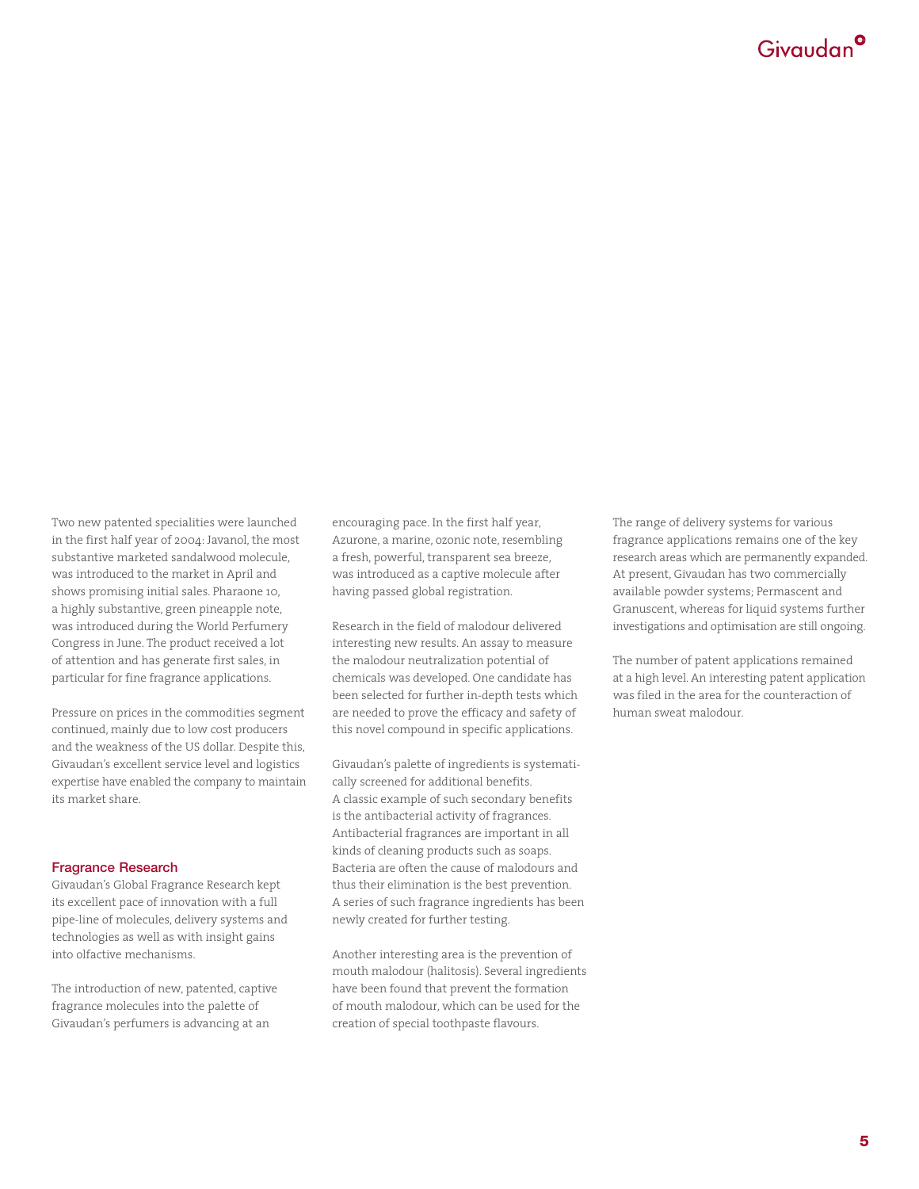Two new patented specialities were launched in the first half year of 2004: Javanol, the most substantive marketed sandalwood molecule, was introduced to the market in April and shows promising initial sales. Pharaone 10, a highly substantive, green pineapple note, was introduced during the World Perfumery Congress in June. The product received a lot of attention and has generate first sales, in particular for fine fragrance applications.

Pressure on prices in the commodities segment continued, mainly due to low cost producers and the weakness of the US dollar. Despite this, Givaudan's excellent service level and logistics expertise have enabled the company to maintain its market share.

## Fragrance Research

Givaudan's Global Fragrance Research kept its excellent pace of innovation with a full pipe-line of molecules, delivery systems and technologies as well as with insight gains into olfactive mechanisms.

The introduction of new, patented, captive fragrance molecules into the palette of Givaudan's perfumers is advancing at an encouraging pace. In the first half year, Azurone, a marine, ozonic note, resembling a fresh, powerful, transparent sea breeze, was introduced as a captive molecule after having passed global registration.

Research in the field of malodour delivered interesting new results. An assay to measure the malodour neutralization potential of chemicals was developed. One candidate has been selected for further in-depth tests which are needed to prove the efficacy and safety of this novel compound in specific applications.

Givaudan's palette of ingredients is systematically screened for additional benefits. A classic example of such secondary benefits is the antibacterial activity of fragrances. Antibacterial fragrances are important in all kinds of cleaning products such as soaps. Bacteria are often the cause of malodours and thus their elimination is the best prevention. A series of such fragrance ingredients has been newly created for further testing.

Another interesting area is the prevention of mouth malodour (halitosis). Several ingredients have been found that prevent the formation of mouth malodour, which can be used for the creation of special toothpaste flavours.

The range of delivery systems for various fragrance applications remains one of the key research areas which are permanently expanded. At present, Givaudan has two commercially available powder systems; Permascent and Granuscent, whereas for liquid systems further investigations and optimisation are still ongoing.

The number of patent applications remained at a high level. An interesting patent application was filed in the area for the counteraction of human sweat malodour.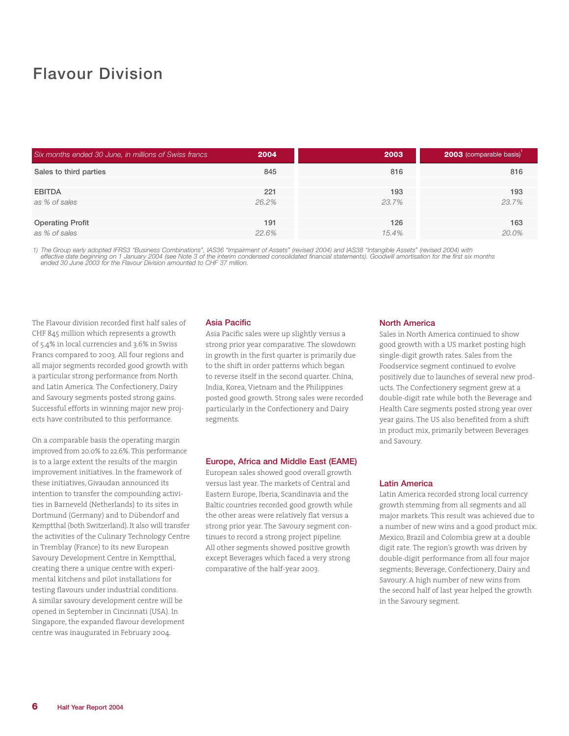# Flavour Division

| Six months ended 30 June, in millions of Swiss francs | 2004 | 2003 | 2003 (comparable basis)[1] |
|---|---|---|---|
| Sales to third parties | 845 | 816 | 816 |
| EBITDA | 221 | 193 | 193 |
| *as % of sales* | *26.2%* | *23.7%* | *23.7%* |
| Operating Profit | 191 | 126 | 163 |
| *as % of sales* | *22.6%* | *15.4%* | *20.0%* |

*1) The Group early adopted IFRS3 "Business Combinations", IAS36 "Impairment of Assets" (revised 2004) and IAS38 "Intangible Assets" (revised 2004) with effective date beginning on 1 January 2004 (see Note 3 of the interim condensed consolidated financial statements). Goodwill amortisation for the first six months ended 30 June 2003 for the Flavour Division amounted to CHF 37 million.*

The Flavour division recorded first half sales of CHF 845 million which represents a growth of 5.4% in local currencies and 3.6% in Swiss Francs compared to 2003. All four regions and all major segments recorded good growth with a particular strong performance from North and Latin America. The Confectionery, Dairy and Savoury segments posted strong gains. Successful efforts in winning major new projects have contributed to this performance.

On a comparable basis the operating margin improved from 20.0% to 22.6%. This performance is to a large extent the results of the margin improvement initiatives. In the framework of these initiatives, Givaudan announced its intention to transfer the compounding activities in Barneveld (Netherlands) to its sites in Dortmund (Germany) and to Dübendorf and Kemptthal (both Switzerland). It also will transfer the activities of the Culinary Technology Centre in Tremblay (France) to its new European Savoury Development Centre in Kemptthal, creating there a unique centre with experimental kitchens and pilot installations for testing flavours under industrial conditions. A similar savoury development centre will be opened in September in Cincinnati (USA). In Singapore, the expanded flavour development centre was inaugurated in February 2004.

### Asia Pacific

Asia Pacific sales were up slightly versus a strong prior year comparative. The slowdown in growth in the first quarter is primarily due to the shift in order patterns which began to reverse itself in the second quarter. China, India, Korea, Vietnam and the Philippines posted good growth. Strong sales were recorded particularly in the Confectionery and Dairy segments.

### Europe, Africa and Middle East (EAME)

European sales showed good overall growth versus last year. The markets of Central and Eastern Europe, Iberia, Scandinavia and the Baltic countries recorded good growth while the other areas were relatively flat versus a strong prior year. The Savoury segment continues to record a strong project pipeline. All other segments showed positive growth except Beverages which faced a very strong comparative of the half-year 2003.

### North America

Sales in North America continued to show good growth with a US market posting high single-digit growth rates. Sales from the Foodservice segment continued to evolve positively due to launches of several new products. The Confectionery segment grew at a double-digit rate while both the Beverage and Health Care segments posted strong year over year gains. The US also benefited from a shift in product mix, primarily between Beverages and Savoury.

### Latin America

Latin America recorded strong local currency growth stemming from all segments and all major markets. This result was achieved due to a number of new wins and a good product mix. Mexico, Brazil and Colombia grew at a double digit rate. The region's growth was driven by double-digit performance from all four major segments; Beverage, Confectionery, Dairy and Savoury. A high number of new wins from the second half of last year helped the growth in the Savoury segment.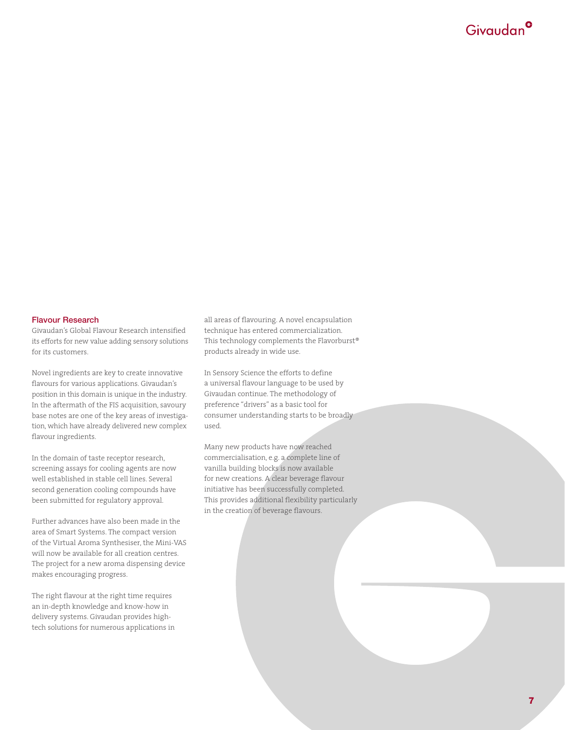## Flavour Research

Givaudan's Global Flavour Research intensified its efforts for new value adding sensory solutions for its customers.

Novel ingredients are key to create innovative flavours for various applications. Givaudan's position in this domain is unique in the industry. In the aftermath of the FIS acquisition, savoury base notes are one of the key areas of investigation, which have already delivered new complex flavour ingredients.

In the domain of taste receptor research, screening assays for cooling agents are now well established in stable cell lines. Several second generation cooling compounds have been submitted for regulatory approval.

Further advances have also been made in the area of Smart Systems. The compact version of the Virtual Aroma Synthesiser, the Mini-VAS will now be available for all creation centres. The project for a new aroma dispensing device makes encouraging progress.

The right flavour at the right time requires an in-depth knowledge and know-how in delivery systems. Givaudan provides high-tech solutions for numerous applications in all areas of flavouring. A novel encapsulation technique has entered commercialization. This technology complements the Flavorburst® products already in wide use.

In Sensory Science the efforts to define a universal flavour language to be used by Givaudan continue. The methodology of preference "drivers" as a basic tool for consumer understanding starts to be broadly used.

Many new products have now reached commercialisation, e.g. a complete line of vanilla building blocks is now available for new creations. A clear beverage flavour initiative has been successfully completed. This provides additional flexibility particularly in the creation of beverage flavours.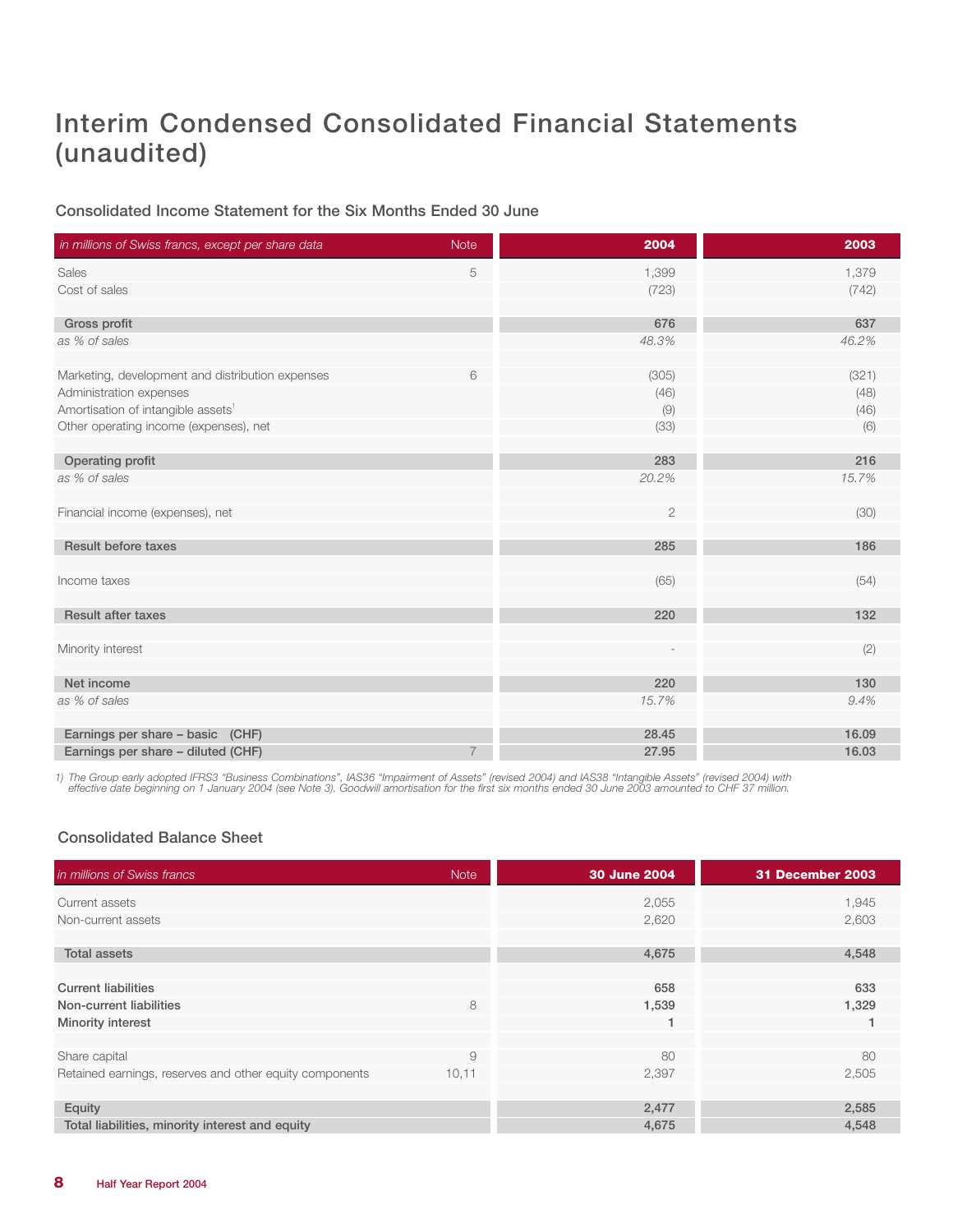# Interim Condensed Consolidated Financial Statements (unaudited)

## Consolidated Income Statement for the Six Months Ended 30 June

| *in millions of Swiss francs, except per share data* | Note | 2004 | 2003 |
|---|---|---|---|
| Sales | 5 | 1,399 | 1,379 |
| Cost of sales | | (723) | (742) |
| **Gross profit** | | **676** | **637** |
| *as % of sales* | | *48.3%* | *46.2%* |
| Marketing, development and distribution expenses | 6 | (305) | (321) |
| Administration expenses | | (46) | (48) |
| Amortisation of intangible assets[1] | | (9) | (46) |
| Other operating income (expenses), net | | (33) | (6) |
| **Operating profit** | | **283** | **216** |
| *as % of sales* | | *20.2%* | *15.7%* |
| Financial income (expenses), net | | 2 | (30) |
| **Result before taxes** | | **285** | **186** |
| Income taxes | | (65) | (54) |
| **Result after taxes** | | **220** | **132** |
| Minority interest | | - | (2) |
| **Net income** | | **220** | **130** |
| *as % of sales* | | *15.7%* | *9.4%* |
| **Earnings per share – basic (CHF)** | | **28.45** | **16.09** |
| **Earnings per share – diluted (CHF)** | 7 | **27.95** | **16.03** |

*1) The Group early adopted IFRS3 "Business Combinations", IAS36 "Impairment of Assets" (revised 2004) and IAS38 "Intangible Assets" (revised 2004) with effective date beginning on 1 January 2004 (see Note 3). Goodwill amortisation for the first six months ended 30 June 2003 amounted to CHF 37 million.*

## Consolidated Balance Sheet

| *in millions of Swiss francs* | Note | 30 June 2004 | 31 December 2003 |
|---|---|---|---|
| Current assets | | 2,055 | 1,945 |
| Non-current assets | | 2,620 | 2,603 |
| **Total assets** | | **4,675** | **4,548** |
| **Current liabilities** | | **658** | **633** |
| **Non-current liabilities** | 8 | **1,539** | **1,329** |
| **Minority interest** | | **1** | **1** |
| Share capital | 9 | 80 | 80 |
| Retained earnings, reserves and other equity components | 10,11 | 2,397 | 2,505 |
| **Equity** | | **2,477** | **2,585** |
| **Total liabilities, minority interest and equity** | | **4,675** | **4,548** |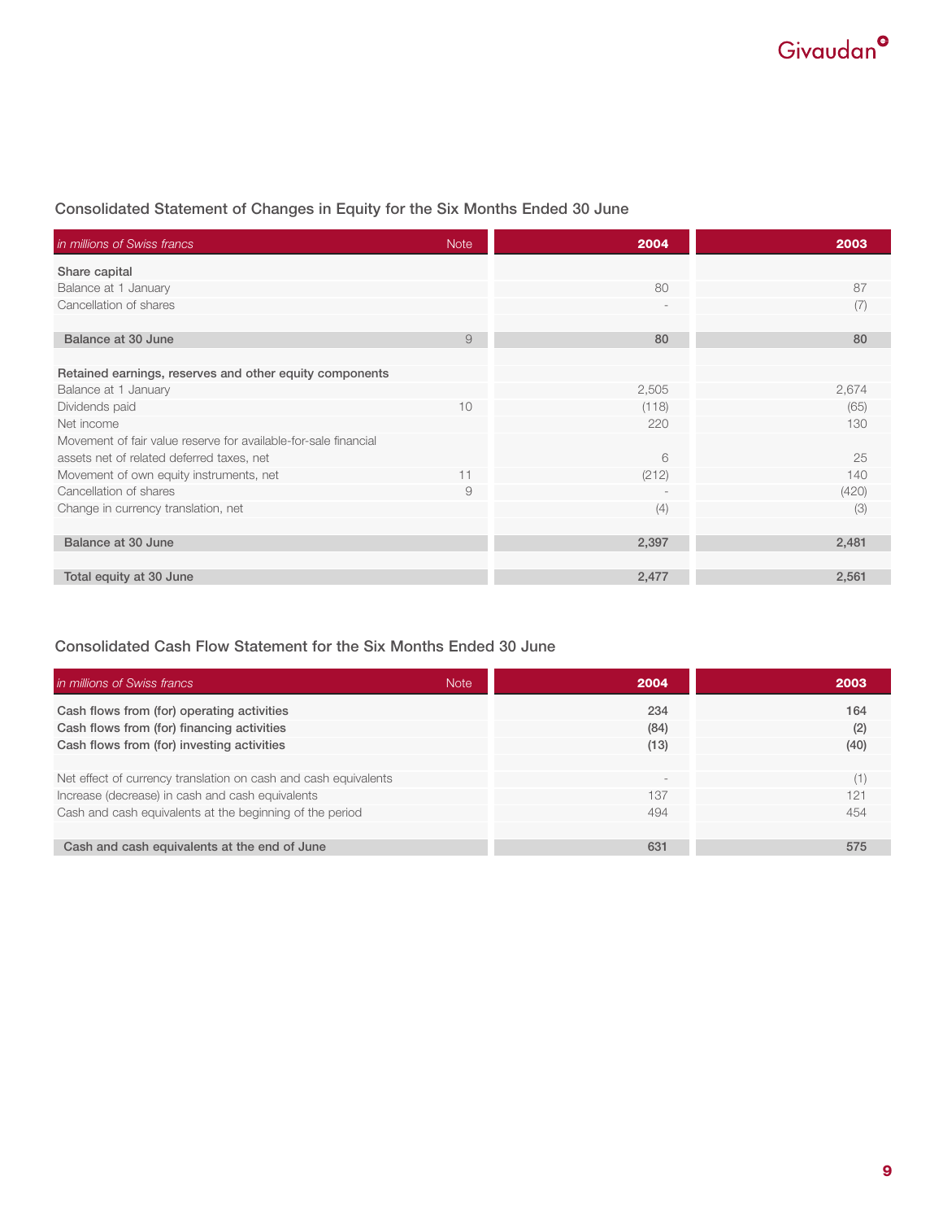## Consolidated Statement of Changes in Equity for the Six Months Ended 30 June

| *in millions of Swiss francs* | Note | 2004 | 2003 |
|---|---|---|---|
| **Share capital** | | | |
| Balance at 1 January | | 80 | 87 |
| Cancellation of shares | | - | (7) |
| **Balance at 30 June** | 9 | **80** | **80** |
| **Retained earnings, reserves and other equity components** | | | |
| Balance at 1 January | | 2,505 | 2,674 |
| Dividends paid | 10 | (118) | (65) |
| Net income | | 220 | 130 |
| Movement of fair value reserve for available-for-sale financial assets net of related deferred taxes, net | | 6 | 25 |
| Movement of own equity instruments, net | 11 | (212) | 140 |
| Cancellation of shares | 9 | - | (420) |
| Change in currency translation, net | | (4) | (3) |
| **Balance at 30 June** | | **2,397** | **2,481** |
| **Total equity at 30 June** | | **2,477** | **2,561** |

## Consolidated Cash Flow Statement for the Six Months Ended 30 June

| *in millions of Swiss francs* | Note | 2004 | 2003 |
|---|---|---|---|
| **Cash flows from (for) operating activities** | | **234** | **164** |
| **Cash flows from (for) financing activities** | | **(84)** | **(2)** |
| **Cash flows from (for) investing activities** | | **(13)** | **(40)** |
| Net effect of currency translation on cash and cash equivalents | | - | (1) |
| Increase (decrease) in cash and cash equivalents | | 137 | 121 |
| Cash and cash equivalents at the beginning of the period | | 494 | 454 |
| **Cash and cash equivalents at the end of June** | | **631** | **575** |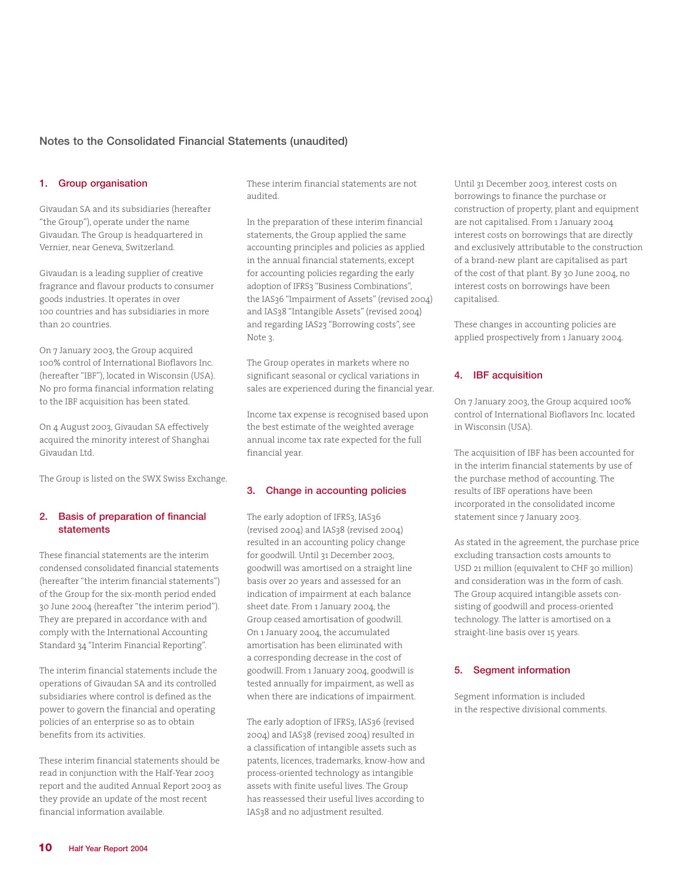# Notes to the Consolidated Financial Statements (unaudited)

## 1. Group organisation

Givaudan SA and its subsidiaries (hereafter "the Group"), operate under the name Givaudan. The Group is headquartered in Vernier, near Geneva, Switzerland.

Givaudan is a leading supplier of creative fragrance and flavour products to consumer goods industries. It operates in over 100 countries and has subsidiaries in more than 20 countries.

On 7 January 2003, the Group acquired 100% control of International Bioflavors Inc. (hereafter "IBF"), located in Wisconsin (USA). No pro forma financial information relating to the IBF acquisition has been stated.

On 4 August 2003, Givaudan SA effectively acquired the minority interest of Shanghai Givaudan Ltd.

The Group is listed on the SWX Swiss Exchange.

## 2. Basis of preparation of financial statements

These financial statements are the interim condensed consolidated financial statements (hereafter "the interim financial statements") of the Group for the six-month period ended 30 June 2004 (hereafter "the interim period"). They are prepared in accordance with and comply with the International Accounting Standard 34 "Interim Financial Reporting".

The interim financial statements include the operations of Givaudan SA and its controlled subsidiaries where control is defined as the power to govern the financial and operating policies of an enterprise so as to obtain benefits from its activities.

These interim financial statements should be read in conjunction with the Half-Year 2003 report and the audited Annual Report 2003 as they provide an update of the most recent financial information available.

These interim financial statements are not audited.

In the preparation of these interim financial statements, the Group applied the same accounting principles and policies as applied in the annual financial statements, except for accounting policies regarding the early adoption of IFRS3 "Business Combinations", the IAS36 "Impairment of Assets" (revised 2004) and IAS38 "Intangible Assets" (revised 2004) and regarding IAS23 "Borrowing costs", see Note 3.

The Group operates in markets where no significant seasonal or cyclical variations in sales are experienced during the financial year.

Income tax expense is recognised based upon the best estimate of the weighted average annual income tax rate expected for the full financial year.

## 3. Change in accounting policies

The early adoption of IFRS3, IAS36 (revised 2004) and IAS38 (revised 2004) resulted in an accounting policy change for goodwill. Until 31 December 2003, goodwill was amortised on a straight line basis over 20 years and assessed for an indication of impairment at each balance sheet date. From 1 January 2004, the Group ceased amortisation of goodwill. On 1 January 2004, the accumulated amortisation has been eliminated with a corresponding decrease in the cost of goodwill. From 1 January 2004, goodwill is tested annually for impairment, as well as when there are indications of impairment.

The early adoption of IFRS3, IAS36 (revised 2004) and IAS38 (revised 2004) resulted in a classification of intangible assets such as patents, licences, trademarks, know-how and process-oriented technology as intangible assets with finite useful lives. The Group has reassessed their useful lives according to IAS38 and no adjustment resulted.

Until 31 December 2003, interest costs on borrowings to finance the purchase or construction of property, plant and equipment are not capitalised. From 1 January 2004 interest costs on borrowings that are directly and exclusively attributable to the construction of a brand-new plant are capitalised as part of the cost of that plant. By 30 June 2004, no interest costs on borrowings have been capitalised.

These changes in accounting policies are applied prospectively from 1 January 2004.

## 4. IBF acquisition

On 7 January 2003, the Group acquired 100% control of International Bioflavors Inc. located in Wisconsin (USA).

The acquisition of IBF has been accounted for in the interim financial statements by use of the purchase method of accounting. The results of IBF operations have been incorporated in the consolidated income statement since 7 January 2003.

As stated in the agreement, the purchase price excluding transaction costs amounts to USD 21 million (equivalent to CHF 30 million) and consideration was in the form of cash. The Group acquired intangible assets consisting of goodwill and process-oriented technology. The latter is amortised on a straight-line basis over 15 years.

## 5. Segment information

Segment information is included in the respective divisional comments.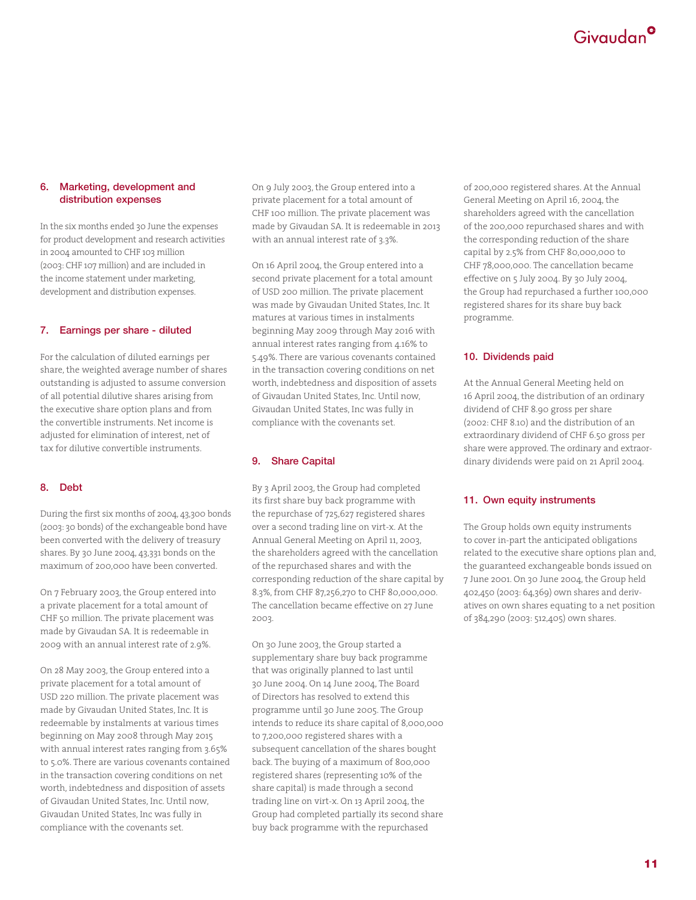## 6. Marketing, development and distribution expenses

In the six months ended 30 June the expenses for product development and research activities in 2004 amounted to CHF 103 million (2003: CHF 107 million) and are included in the income statement under marketing, development and distribution expenses.

## 7. Earnings per share - diluted

For the calculation of diluted earnings per share, the weighted average number of shares outstanding is adjusted to assume conversion of all potential dilutive shares arising from the executive share option plans and from the convertible instruments. Net income is adjusted for elimination of interest, net of tax for dilutive convertible instruments.

## 8. Debt

During the first six months of 2004, 43,300 bonds (2003: 30 bonds) of the exchangeable bond have been converted with the delivery of treasury shares. By 30 June 2004, 43,331 bonds on the maximum of 200,000 have been converted.

On 7 February 2003, the Group entered into a private placement for a total amount of CHF 50 million. The private placement was made by Givaudan SA. It is redeemable in 2009 with an annual interest rate of 2.9%.

On 28 May 2003, the Group entered into a private placement for a total amount of USD 220 million. The private placement was made by Givaudan United States, Inc. It is redeemable by instalments at various times beginning on May 2008 through May 2015 with annual interest rates ranging from 3.65% to 5.0%. There are various covenants contained in the transaction covering conditions on net worth, indebtedness and disposition of assets of Givaudan United States, Inc. Until now, Givaudan United States, Inc was fully in compliance with the covenants set.

On 9 July 2003, the Group entered into a private placement for a total amount of CHF 100 million. The private placement was made by Givaudan SA. It is redeemable in 2013 with an annual interest rate of 3.3%.

On 16 April 2004, the Group entered into a second private placement for a total amount of USD 200 million. The private placement was made by Givaudan United States, Inc. It matures at various times in instalments beginning May 2009 through May 2016 with annual interest rates ranging from 4.16% to 5.49%. There are various covenants contained in the transaction covering conditions on net worth, indebtedness and disposition of assets of Givaudan United States, Inc. Until now, Givaudan United States, Inc was fully in compliance with the covenants set.

## 9. Share Capital

By 3 April 2003, the Group had completed its first share buy back programme with the repurchase of 725,627 registered shares over a second trading line on virt-x. At the Annual General Meeting on April 11, 2003, the shareholders agreed with the cancellation of the repurchased shares and with the corresponding reduction of the share capital by 8.3%, from CHF 87,256,270 to CHF 80,000,000. The cancellation became effective on 27 June 2003.

On 30 June 2003, the Group started a supplementary share buy back programme that was originally planned to last until 30 June 2004. On 14 June 2004, The Board of Directors has resolved to extend this programme until 30 June 2005. The Group intends to reduce its share capital of 8,000,000 to 7,200,000 registered shares with a subsequent cancellation of the shares bought back. The buying of a maximum of 800,000 registered shares (representing 10% of the share capital) is made through a second trading line on virt-x. On 13 April 2004, the Group had completed partially its second share buy back programme with the repurchased of 200,000 registered shares. At the Annual General Meeting on April 16, 2004, the shareholders agreed with the cancellation of the 200,000 repurchased shares and with the corresponding reduction of the share capital by 2.5% from CHF 80,000,000 to CHF 78,000,000. The cancellation became effective on 5 July 2004. By 30 July 2004, the Group had repurchased a further 100,000 registered shares for its share buy back programme.

## 10. Dividends paid

At the Annual General Meeting held on 16 April 2004, the distribution of an ordinary dividend of CHF 8.90 gross per share (2002: CHF 8.10) and the distribution of an extraordinary dividend of CHF 6.50 gross per share were approved. The ordinary and extraordinary dividends were paid on 21 April 2004.

## 11. Own equity instruments

The Group holds own equity instruments to cover in-part the anticipated obligations related to the executive share options plan and, the guaranteed exchangeable bonds issued on 7 June 2001. On 30 June 2004, the Group held 402,450 (2003: 64,369) own shares and derivatives on own shares equating to a net position of 384,290 (2003: 512,405) own shares.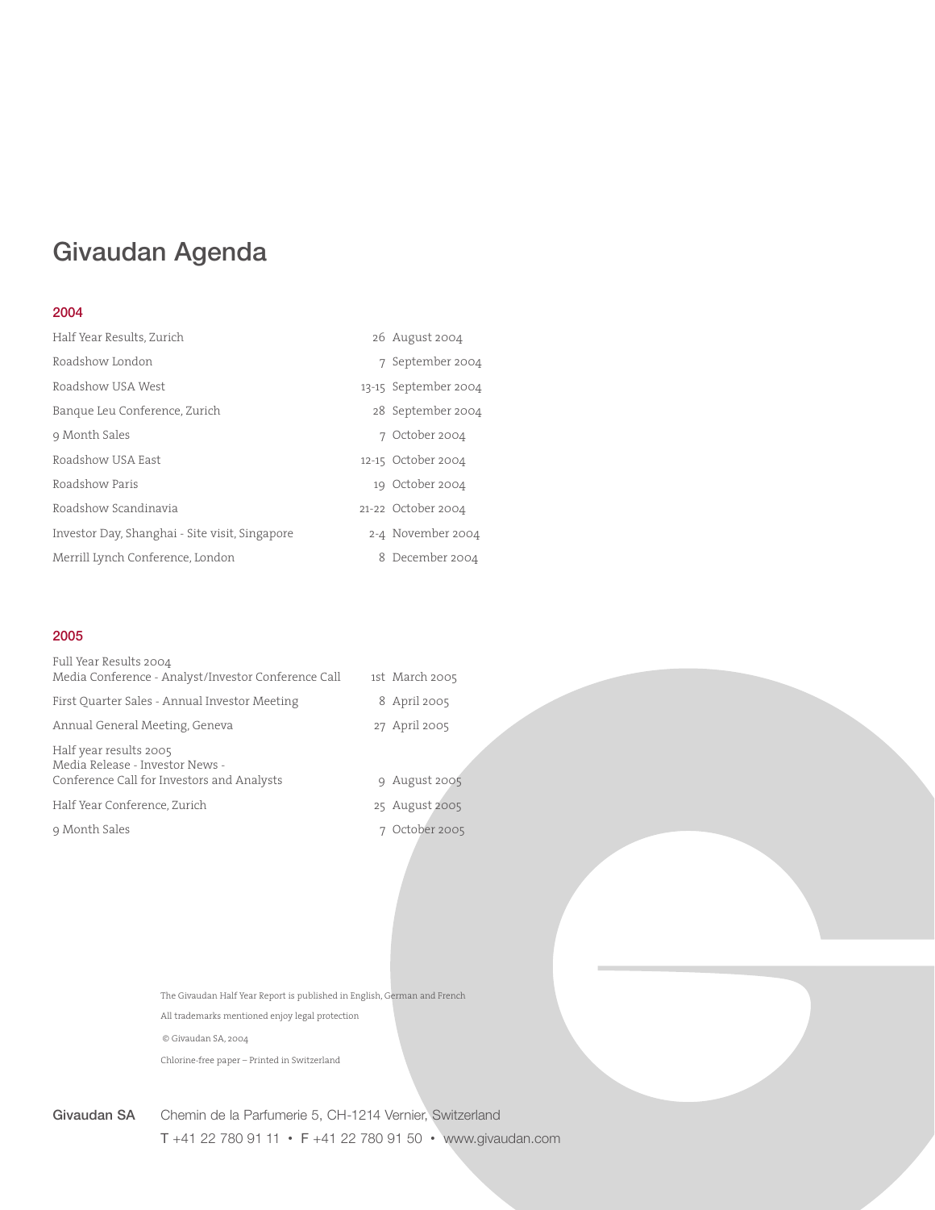# Givaudan Agenda

## 2004

| | |
|---|---|
| Half Year Results, Zurich | 26 August 2004 |
| Roadshow London | 7 September 2004 |
| Roadshow USA West | 13-15 September 2004 |
| Banque Leu Conference, Zurich | 28 September 2004 |
| 9 Month Sales | 7 October 2004 |
| Roadshow USA East | 12-15 October 2004 |
| Roadshow Paris | 19 October 2004 |
| Roadshow Scandinavia | 21-22 October 2004 |
| Investor Day, Shanghai - Site visit, Singapore | 2-4 November 2004 |
| Merrill Lynch Conference, London | 8 December 2004 |

## 2005

| | |
|---|---|
| Full Year Results 2004<br>Media Conference - Analyst/Investor Conference Call | 1st March 2005 |
| First Quarter Sales - Annual Investor Meeting | 8 April 2005 |
| Annual General Meeting, Geneva | 27 April 2005 |
| Half year results 2005<br>Media Release - Investor News -<br>Conference Call for Investors and Analysts | 9 August 2005 |
| Half Year Conference, Zurich | 25 August 2005 |
| 9 Month Sales | 7 October 2005 |

The Givaudan Half Year Report is published in English, German and French

All trademarks mentioned enjoy legal protection

© Givaudan SA, 2004

Chlorine-free paper – Printed in Switzerland

**Givaudan SA** Chemin de la Parfumerie 5, CH-1214 Vernier, Switzerland

T +41 22 780 91 11 • F +41 22 780 91 50 • www.givaudan.com